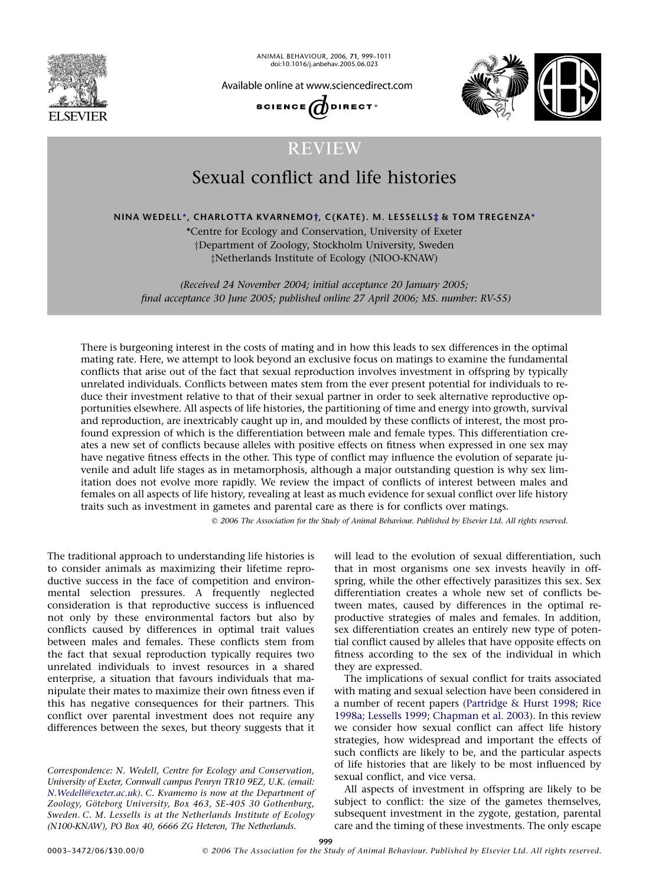REVIEW

# Sexual conflict and life histories

NINA WEDELL*, CHARLOTTA KVARNEMO†, C(KATE). M. LESSELLS‡ & TOM TREGENZA*

*Centre for Ecology and Conservation, University of Exeter
†Department of Zoology, Stockholm University, Sweden
‡Netherlands Institute of Ecology (NIOO-KNAW)

*(Received 24 November 2004; initial acceptance 20 January 2005; final acceptance 30 June 2005; published online 27 April 2006; MS. number: RV-55)*

There is burgeoning interest in the costs of mating and in how this leads to sex differences in the optimal mating rate. Here, we attempt to look beyond an exclusive focus on matings to examine the fundamental conflicts that arise out of the fact that sexual reproduction involves investment in offspring by typically unrelated individuals. Conflicts between mates stem from the ever present potential for individuals to reduce their investment relative to that of their sexual partner in order to seek alternative reproductive opportunities elsewhere. All aspects of life histories, the partitioning of time and energy into growth, survival and reproduction, are inextricably caught up in, and moulded by these conflicts of interest, the most profound expression of which is the differentiation between male and female types. This differentiation creates a new set of conflicts because alleles with positive effects on fitness when expressed in one sex may have negative fitness effects in the other. This type of conflict may influence the evolution of separate juvenile and adult life stages as in metamorphosis, although a major outstanding question is why sex limitation does not evolve more rapidly. We review the impact of conflicts of interest between males and females on all aspects of life history, revealing at least as much evidence for sexual conflict over life history traits such as investment in gametes and parental care as there is for conflicts over matings.

© 2006 The Association for the Study of Animal Behaviour. Published by Elsevier Ltd. All rights reserved.

The traditional approach to understanding life histories is to consider animals as maximizing their lifetime reproductive success in the face of competition and environmental selection pressures. A frequently neglected consideration is that reproductive success is influenced not only by these environmental factors but also by conflicts caused by differences in optimal trait values between males and females. These conflicts stem from the fact that sexual reproduction typically requires two unrelated individuals to invest resources in a shared enterprise, a situation that favours individuals that manipulate their mates to maximize their own fitness even if this has negative consequences for their partners. This conflict over parental investment does not require any differences between the sexes, but theory suggests that it will lead to the evolution of sexual differentiation, such that in most organisms one sex invests heavily in offspring, while the other effectively parasitizes this sex. Sex differentiation creates a whole new set of conflicts between mates, caused by differences in the optimal reproductive strategies of males and females. In addition, sex differentiation creates an entirely new type of potential conflict caused by alleles that have opposite effects on fitness according to the sex of the individual in which they are expressed.

The implications of sexual conflict for traits associated with mating and sexual selection have been considered in a number of recent papers (Partridge & Hurst 1998; Rice 1998a; Lessells 1999; Chapman et al. 2003). In this review we consider how sexual conflict can affect life history strategies, how widespread and important the effects of such conflicts are likely to be, and the particular aspects of life histories that are likely to be most influenced by sexual conflict, and vice versa.

All aspects of investment in offspring are likely to be subject to conflict: the size of the gametes themselves, subsequent investment in the zygote, gestation, parental care and the timing of these investments. The only escape

*Correspondence: N. Wedell, Centre for Ecology and Conservation, University of Exeter, Cornwall campus Penryn TR10 9EZ, U.K. (email: N.Wedell@exeter.ac.uk). C. Kvarnemo is now at the Department of Zoology, Göteborg University, Box 463, SE-405 30 Gothenburg, Sweden. C. M. Lessells is at the Netherlands Institute of Ecology (N100-KNAW), PO Box 40, 6666 ZG Heteren, The Netherlands.*

0003–3472/06/$30.00/0 © 2006 The Association for the Study of Animal Behaviour. Published by Elsevier Ltd. All rights reserved.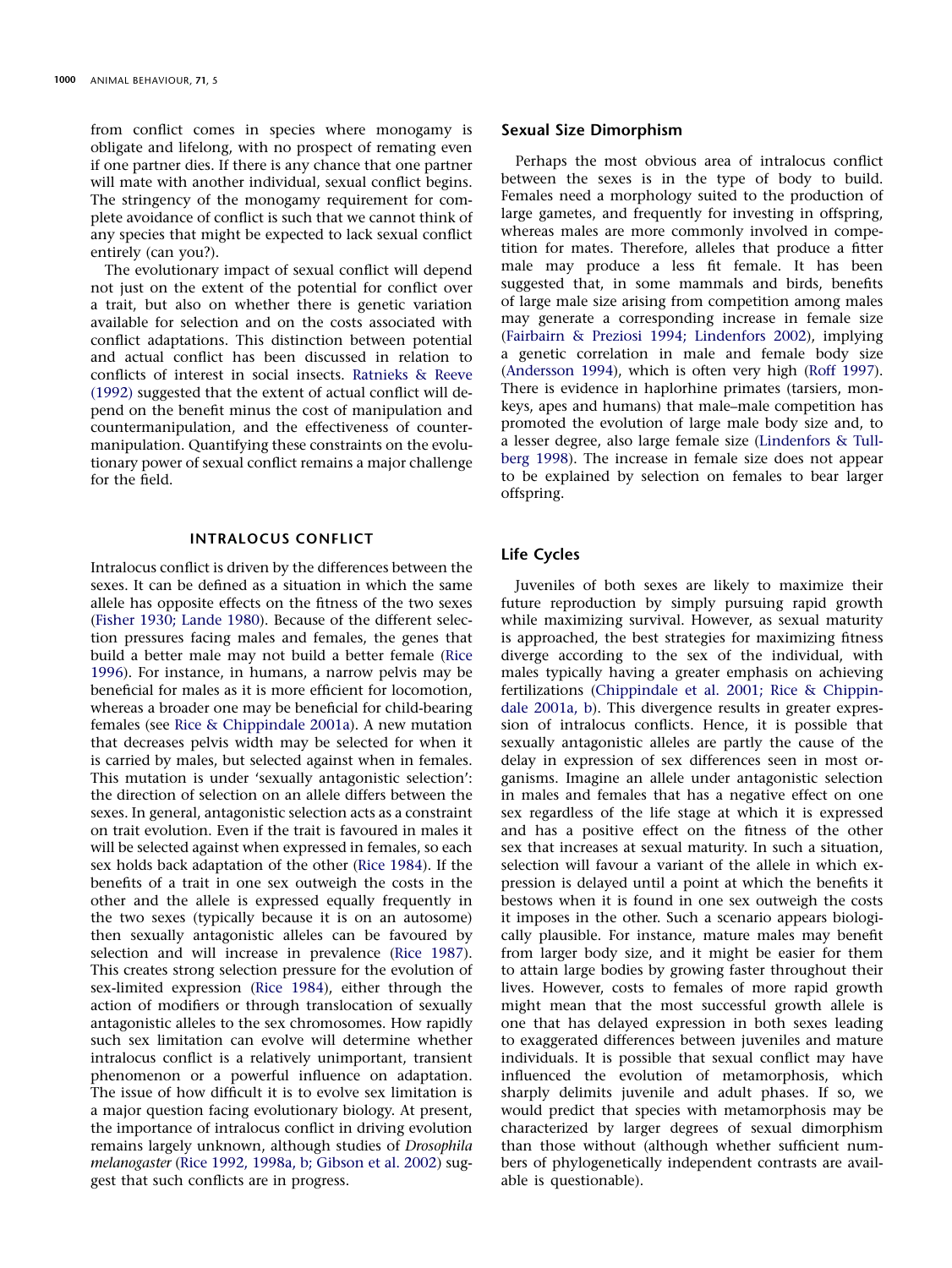from conflict comes in species where monogamy is obligate and lifelong, with no prospect of remating even if one partner dies. If there is any chance that one partner will mate with another individual, sexual conflict begins. The stringency of the monogamy requirement for complete avoidance of conflict is such that we cannot think of any species that might be expected to lack sexual conflict entirely (can you?).

The evolutionary impact of sexual conflict will depend not just on the extent of the potential for conflict over a trait, but also on whether there is genetic variation available for selection and on the costs associated with conflict adaptations. This distinction between potential and actual conflict has been discussed in relation to conflicts of interest in social insects. Ratnieks & Reeve (1992) suggested that the extent of actual conflict will depend on the benefit minus the cost of manipulation and countermanipulation, and the effectiveness of countermanipulation. Quantifying these constraints on the evolutionary power of sexual conflict remains a major challenge for the field.

## INTRALOCUS CONFLICT

Intralocus conflict is driven by the differences between the sexes. It can be defined as a situation in which the same allele has opposite effects on the fitness of the two sexes (Fisher 1930; Lande 1980). Because of the different selection pressures facing males and females, the genes that build a better male may not build a better female (Rice 1996). For instance, in humans, a narrow pelvis may be beneficial for males as it is more efficient for locomotion, whereas a broader one may be beneficial for child-bearing females (see Rice & Chippindale 2001a). A new mutation that decreases pelvis width may be selected for when it is carried by males, but selected against when in females. This mutation is under 'sexually antagonistic selection': the direction of selection on an allele differs between the sexes. In general, antagonistic selection acts as a constraint on trait evolution. Even if the trait is favoured in males it will be selected against when expressed in females, so each sex holds back adaptation of the other (Rice 1984). If the benefits of a trait in one sex outweigh the costs in the other and the allele is expressed equally frequently in the two sexes (typically because it is on an autosome) then sexually antagonistic alleles can be favoured by selection and will increase in prevalence (Rice 1987). This creates strong selection pressure for the evolution of sex-limited expression (Rice 1984), either through the action of modifiers or through translocation of sexually antagonistic alleles to the sex chromosomes. How rapidly such sex limitation can evolve will determine whether intralocus conflict is a relatively unimportant, transient phenomenon or a powerful influence on adaptation. The issue of how difficult it is to evolve sex limitation is a major question facing evolutionary biology. At present, the importance of intralocus conflict in driving evolution remains largely unknown, although studies of *Drosophila melanogaster* (Rice 1992, 1998a, b; Gibson et al. 2002) suggest that such conflicts are in progress.

### Sexual Size Dimorphism

Perhaps the most obvious area of intralocus conflict between the sexes is in the type of body to build. Females need a morphology suited to the production of large gametes, and frequently for investing in offspring, whereas males are more commonly involved in competition for mates. Therefore, alleles that produce a fitter male may produce a less fit female. It has been suggested that, in some mammals and birds, benefits of large male size arising from competition among males may generate a corresponding increase in female size (Fairbairn & Preziosi 1994; Lindenfors 2002), implying a genetic correlation in male and female body size (Andersson 1994), which is often very high (Roff 1997). There is evidence in haplorhine primates (tarsiers, monkeys, apes and humans) that male–male competition has promoted the evolution of large male body size and, to a lesser degree, also large female size (Lindenfors & Tullberg 1998). The increase in female size does not appear to be explained by selection on females to bear larger offspring.

### Life Cycles

Juveniles of both sexes are likely to maximize their future reproduction by simply pursuing rapid growth while maximizing survival. However, as sexual maturity is approached, the best strategies for maximizing fitness diverge according to the sex of the individual, with males typically having a greater emphasis on achieving fertilizations (Chippindale et al. 2001; Rice & Chippindale 2001a, b). This divergence results in greater expression of intralocus conflicts. Hence, it is possible that sexually antagonistic alleles are partly the cause of the delay in expression of sex differences seen in most organisms. Imagine an allele under antagonistic selection in males and females that has a negative effect on one sex regardless of the life stage at which it is expressed and has a positive effect on the fitness of the other sex that increases at sexual maturity. In such a situation, selection will favour a variant of the allele in which expression is delayed until a point at which the benefits it bestows when it is found in one sex outweigh the costs it imposes in the other. Such a scenario appears biologically plausible. For instance, mature males may benefit from larger body size, and it might be easier for them to attain large bodies by growing faster throughout their lives. However, costs to females of more rapid growth might mean that the most successful growth allele is one that has delayed expression in both sexes leading to exaggerated differences between juveniles and mature individuals. It is possible that sexual conflict may have influenced the evolution of metamorphosis, which sharply delimits juvenile and adult phases. If so, we would predict that species with metamorphosis may be characterized by larger degrees of sexual dimorphism than those without (although whether sufficient numbers of phylogenetically independent contrasts are available is questionable).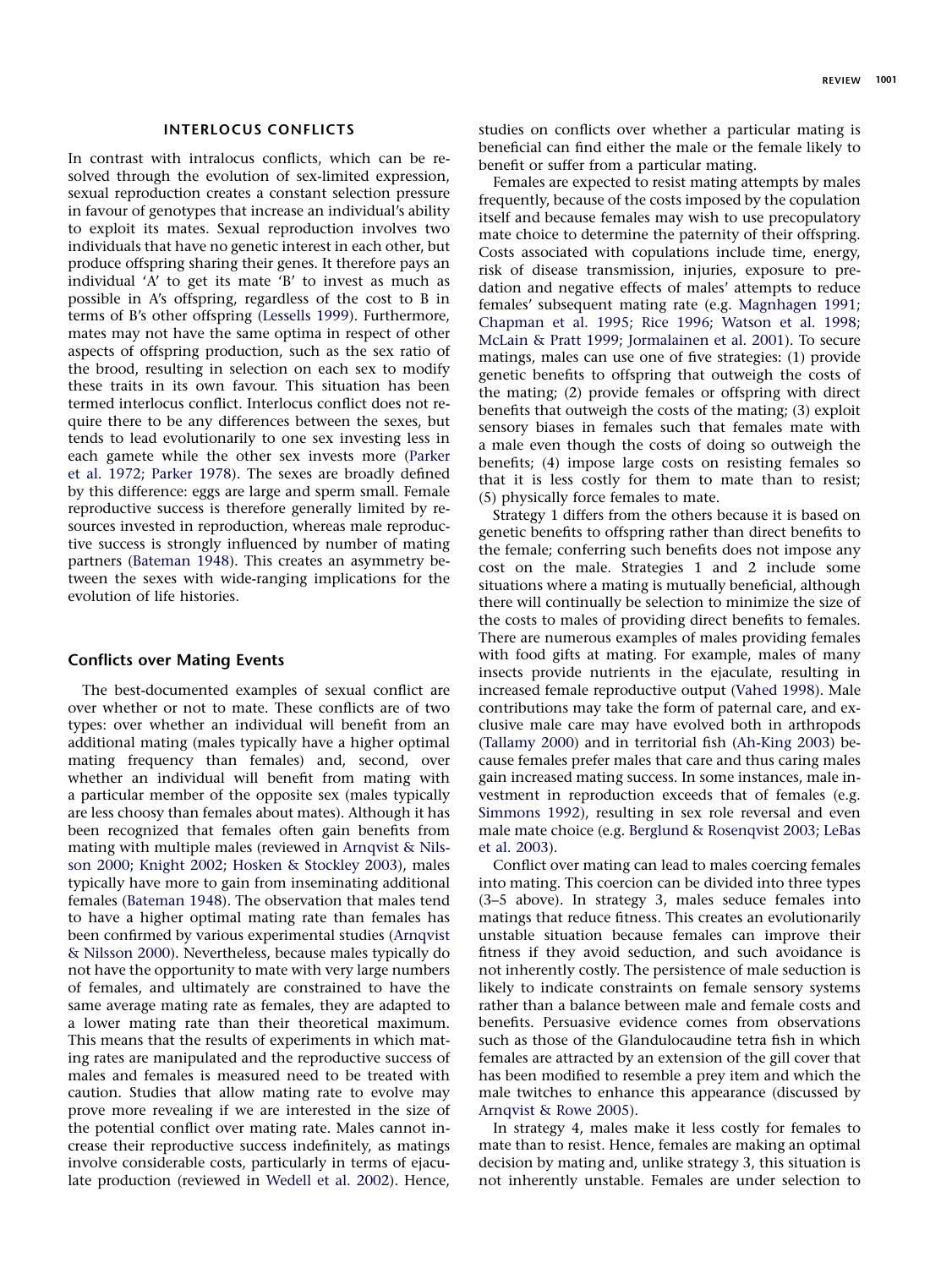## INTERLOCUS CONFLICTS

In contrast with intralocus conflicts, which can be resolved through the evolution of sex-limited expression, sexual reproduction creates a constant selection pressure in favour of genotypes that increase an individual's ability to exploit its mates. Sexual reproduction involves two individuals that have no genetic interest in each other, but produce offspring sharing their genes. It therefore pays an individual 'A' to get its mate 'B' to invest as much as possible in A's offspring, regardless of the cost to B in terms of B's other offspring (Lessells 1999). Furthermore, mates may not have the same optima in respect of other aspects of offspring production, such as the sex ratio of the brood, resulting in selection on each sex to modify these traits in its own favour. This situation has been termed interlocus conflict. Interlocus conflict does not require there to be any differences between the sexes, but tends to lead evolutionarily to one sex investing less in each gamete while the other sex invests more (Parker et al. 1972; Parker 1978). The sexes are broadly defined by this difference: eggs are large and sperm small. Female reproductive success is therefore generally limited by resources invested in reproduction, whereas male reproductive success is strongly influenced by number of mating partners (Bateman 1948). This creates an asymmetry between the sexes with wide-ranging implications for the evolution of life histories.

### Conflicts over Mating Events

The best-documented examples of sexual conflict are over whether or not to mate. These conflicts are of two types: over whether an individual will benefit from an additional mating (males typically have a higher optimal mating frequency than females) and, second, over whether an individual will benefit from mating with a particular member of the opposite sex (males typically are less choosy than females about mates). Although it has been recognized that females often gain benefits from mating with multiple males (reviewed in Arnqvist & Nilsson 2000; Knight 2002; Hosken & Stockley 2003), males typically have more to gain from inseminating additional females (Bateman 1948). The observation that males tend to have a higher optimal mating rate than females has been confirmed by various experimental studies (Arnqvist & Nilsson 2000). Nevertheless, because males typically do not have the opportunity to mate with very large numbers of females, and ultimately are constrained to have the same average mating rate as females, they are adapted to a lower mating rate than their theoretical maximum. This means that the results of experiments in which mating rates are manipulated and the reproductive success of males and females is measured need to be treated with caution. Studies that allow mating rate to evolve may prove more revealing if we are interested in the size of the potential conflict over mating rate. Males cannot increase their reproductive success indefinitely, as matings involve considerable costs, particularly in terms of ejaculate production (reviewed in Wedell et al. 2002). Hence, studies on conflicts over whether a particular mating is beneficial can find either the male or the female likely to benefit or suffer from a particular mating.

Females are expected to resist mating attempts by males frequently, because of the costs imposed by the copulation itself and because females may wish to use precopulatory mate choice to determine the paternity of their offspring. Costs associated with copulations include time, energy, risk of disease transmission, injuries, exposure to predation and negative effects of males' attempts to reduce females' subsequent mating rate (e.g. Magnhagen 1991; Chapman et al. 1995; Rice 1996; Watson et al. 1998; McLain & Pratt 1999; Jormalainen et al. 2001). To secure matings, males can use one of five strategies: (1) provide genetic benefits to offspring that outweigh the costs of the mating; (2) provide females or offspring with direct benefits that outweigh the costs of the mating; (3) exploit sensory biases in females such that females mate with a male even though the costs of doing so outweigh the benefits; (4) impose large costs on resisting females so that it is less costly for them to mate than to resist; (5) physically force females to mate.

Strategy 1 differs from the others because it is based on genetic benefits to offspring rather than direct benefits to the female; conferring such benefits does not impose any cost on the male. Strategies 1 and 2 include some situations where a mating is mutually beneficial, although there will continually be selection to minimize the size of the costs to males of providing direct benefits to females. There are numerous examples of males providing females with food gifts at mating. For example, males of many insects provide nutrients in the ejaculate, resulting in increased female reproductive output (Vahed 1998). Male contributions may take the form of paternal care, and exclusive male care may have evolved both in arthropods (Tallamy 2000) and in territorial fish (Ah-King 2003) because females prefer males that care and thus caring males gain increased mating success. In some instances, male investment in reproduction exceeds that of females (e.g. Simmons 1992), resulting in sex role reversal and even male mate choice (e.g. Berglund & Rosenqvist 2003; LeBas et al. 2003).

Conflict over mating can lead to males coercing females into mating. This coercion can be divided into three types (3–5 above). In strategy 3, males seduce females into matings that reduce fitness. This creates an evolutionarily unstable situation because females can improve their fitness if they avoid seduction, and such avoidance is not inherently costly. The persistence of male seduction is likely to indicate constraints on female sensory systems rather than a balance between male and female costs and benefits. Persuasive evidence comes from observations such as those of the Glandulocaudine tetra fish in which females are attracted by an extension of the gill cover that has been modified to resemble a prey item and which the male twitches to enhance this appearance (discussed by Arnqvist & Rowe 2005).

In strategy 4, males make it less costly for females to mate than to resist. Hence, females are making an optimal decision by mating and, unlike strategy 3, this situation is not inherently unstable. Females are under selection to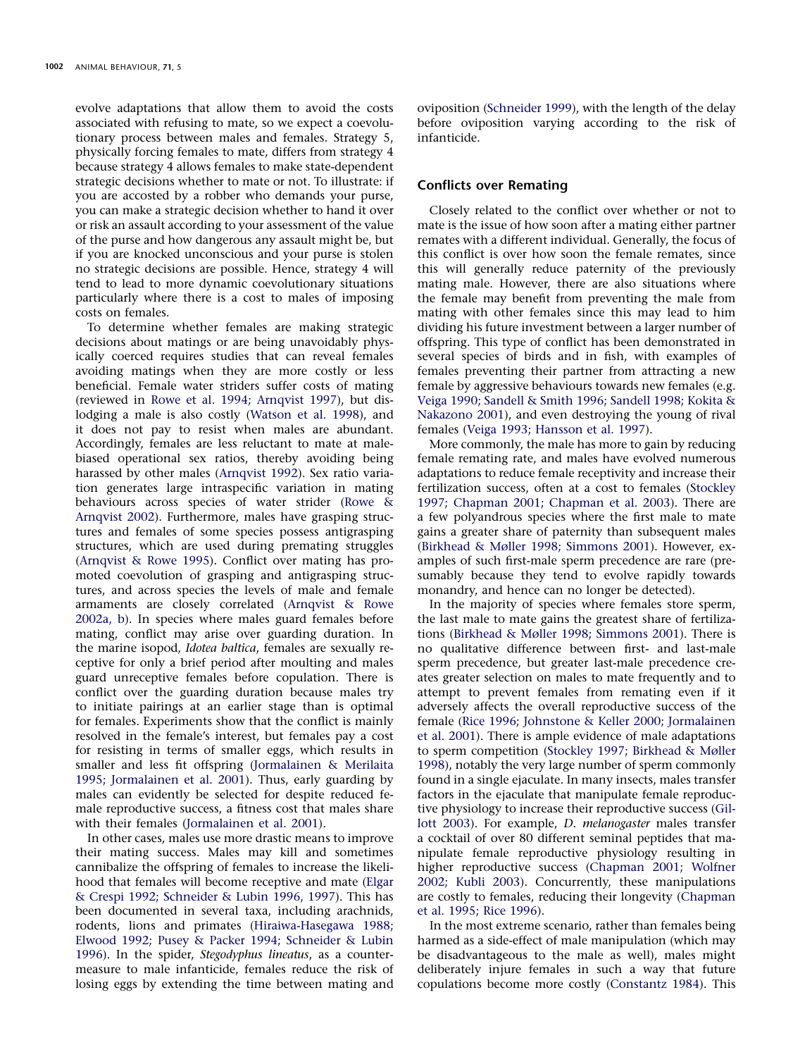evolve adaptations that allow them to avoid the costs associated with refusing to mate, so we expect a coevolutionary process between males and females. Strategy 5, physically forcing females to mate, differs from strategy 4 because strategy 4 allows females to make state-dependent strategic decisions whether to mate or not. To illustrate: if you are accosted by a robber who demands your purse, you can make a strategic decision whether to hand it over or risk an assault according to your assessment of the value of the purse and how dangerous any assault might be, but if you are knocked unconscious and your purse is stolen no strategic decisions are possible. Hence, strategy 4 will tend to lead to more dynamic coevolutionary situations particularly where there is a cost to males of imposing costs on females.

To determine whether females are making strategic decisions about matings or are being unavoidably physically coerced requires studies that can reveal females avoiding matings when they are more costly or less beneficial. Female water striders suffer costs of mating (reviewed in Rowe et al. 1994; Arnqvist 1997), but dislodging a male is also costly (Watson et al. 1998), and it does not pay to resist when males are abundant. Accordingly, females are less reluctant to mate at male-biased operational sex ratios, thereby avoiding being harassed by other males (Arnqvist 1992). Sex ratio variation generates large intraspecific variation in mating behaviours across species of water strider (Rowe & Arnqvist 2002). Furthermore, males have grasping structures and females of some species possess antigrasping structures, which are used during premating struggles (Arnqvist & Rowe 1995). Conflict over mating has promoted coevolution of grasping and antigrasping structures, and across species the levels of male and female armaments are closely correlated (Arnqvist & Rowe 2002a, b). In species where males guard females before mating, conflict may arise over guarding duration. In the marine isopod, *Idotea baltica*, females are sexually receptive for only a brief period after moulting and males guard unreceptive females before copulation. There is conflict over the guarding duration because males try to initiate pairings at an earlier stage than is optimal for females. Experiments show that the conflict is mainly resolved in the female's interest, but females pay a cost for resisting in terms of smaller eggs, which results in smaller and less fit offspring (Jormalainen & Merilaita 1995; Jormalainen et al. 2001). Thus, early guarding by males can evidently be selected for despite reduced female reproductive success, a fitness cost that males share with their females (Jormalainen et al. 2001).

In other cases, males use more drastic means to improve their mating success. Males may kill and sometimes cannibalize the offspring of females to increase the likelihood that females will become receptive and mate (Elgar & Crespi 1992; Schneider & Lubin 1996, 1997). This has been documented in several taxa, including arachnids, rodents, lions and primates (Hiraiwa-Hasegawa 1988; Elwood 1992; Pusey & Packer 1994; Schneider & Lubin 1996). In the spider, *Stegodyphus lineatus*, as a countermeasure to male infanticide, females reduce the risk of losing eggs by extending the time between mating and oviposition (Schneider 1999), with the length of the delay before oviposition varying according to the risk of infanticide.

## Conflicts over Remating

Closely related to the conflict over whether or not to mate is the issue of how soon after a mating either partner remates with a different individual. Generally, the focus of this conflict is over how soon the female remates, since this will generally reduce paternity of the previously mating male. However, there are also situations where the female may benefit from preventing the male from mating with other females since this may lead to him dividing his future investment between a larger number of offspring. This type of conflict has been demonstrated in several species of birds and in fish, with examples of females preventing their partner from attracting a new female by aggressive behaviours towards new females (e.g. Veiga 1990; Sandell & Smith 1996; Sandell 1998; Kokita & Nakazono 2001), and even destroying the young of rival females (Veiga 1993; Hansson et al. 1997).

More commonly, the male has more to gain by reducing female remating rate, and males have evolved numerous adaptations to reduce female receptivity and increase their fertilization success, often at a cost to females (Stockley 1997; Chapman 2001; Chapman et al. 2003). There are a few polyandrous species where the first male to mate gains a greater share of paternity than subsequent males (Birkhead & Møller 1998; Simmons 2001). However, examples of such first-male sperm precedence are rare (presumably because they tend to evolve rapidly towards monandry, and hence can no longer be detected).

In the majority of species where females store sperm, the last male to mate gains the greatest share of fertilizations (Birkhead & Møller 1998; Simmons 2001). There is no qualitative difference between first- and last-male sperm precedence, but greater last-male precedence creates greater selection on males to mate frequently and to attempt to prevent females from remating even if it adversely affects the overall reproductive success of the female (Rice 1996; Johnstone & Keller 2000; Jormalainen et al. 2001). There is ample evidence of male adaptations to sperm competition (Stockley 1997; Birkhead & Møller 1998), notably the very large number of sperm commonly found in a single ejaculate. In many insects, males transfer factors in the ejaculate that manipulate female reproductive physiology to increase their reproductive success (Gillott 2003). For example, *D. melanogaster* males transfer a cocktail of over 80 different seminal peptides that manipulate female reproductive physiology resulting in higher reproductive success (Chapman 2001; Wolfner 2002; Kubli 2003). Concurrently, these manipulations are costly to females, reducing their longevity (Chapman et al. 1995; Rice 1996).

In the most extreme scenario, rather than females being harmed as a side-effect of male manipulation (which may be disadvantageous to the male as well), males might deliberately injure females in such a way that future copulations become more costly (Constantz 1984). This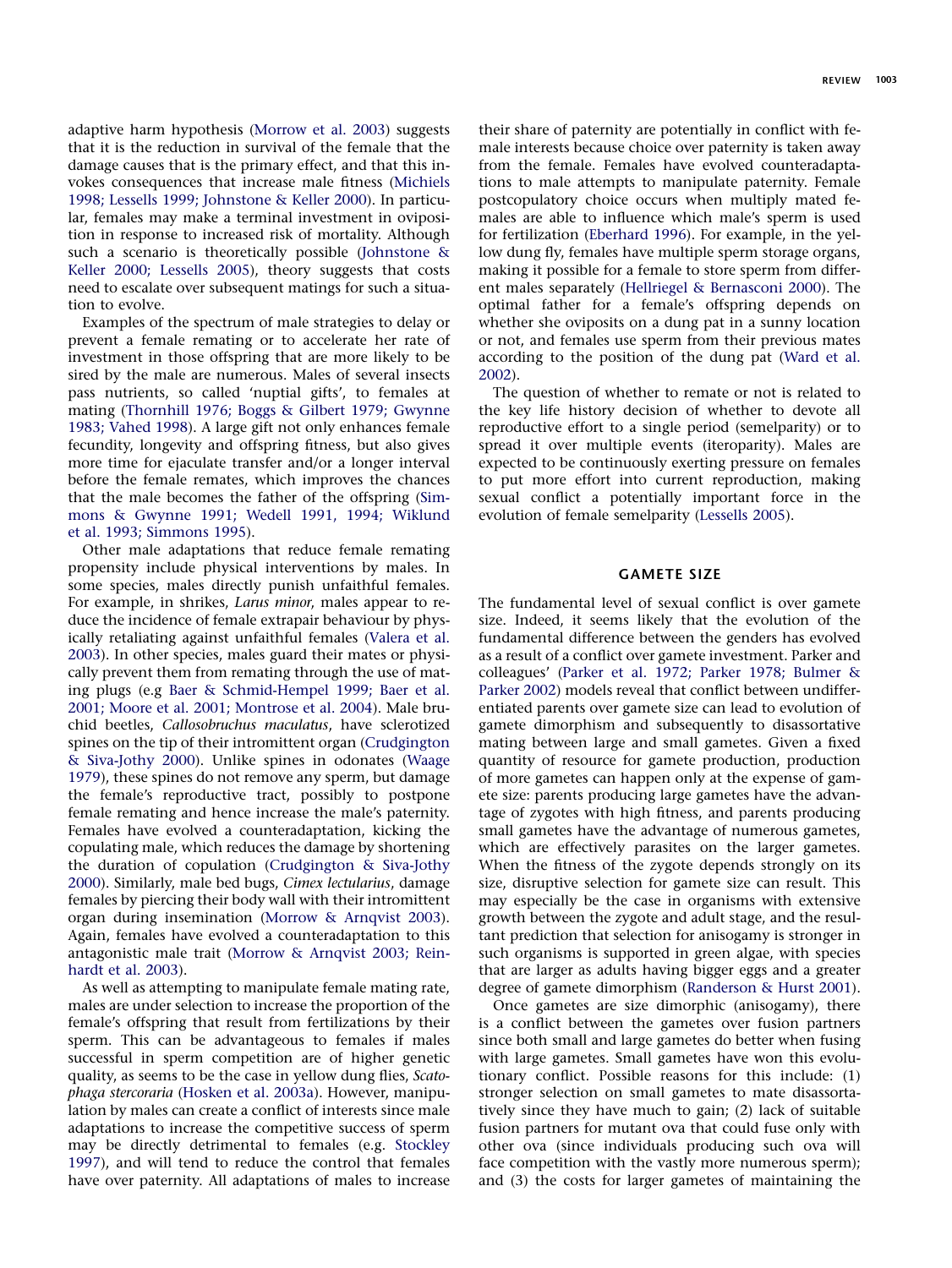adaptive harm hypothesis (Morrow et al. 2003) suggests that it is the reduction in survival of the female that the damage causes that is the primary effect, and that this invokes consequences that increase male fitness (Michiels 1998; Lessells 1999; Johnstone & Keller 2000). In particular, females may make a terminal investment in oviposition in response to increased risk of mortality. Although such a scenario is theoretically possible (Johnstone & Keller 2000; Lessells 2005), theory suggests that costs need to escalate over subsequent matings for such a situation to evolve.

Examples of the spectrum of male strategies to delay or prevent a female remating or to accelerate her rate of investment in those offspring that are more likely to be sired by the male are numerous. Males of several insects pass nutrients, so called 'nuptial gifts', to females at mating (Thornhill 1976; Boggs & Gilbert 1979; Gwynne 1983; Vahed 1998). A large gift not only enhances female fecundity, longevity and offspring fitness, but also gives more time for ejaculate transfer and/or a longer interval before the female remates, which improves the chances that the male becomes the father of the offspring (Simmons & Gwynne 1991; Wedell 1991, 1994; Wiklund et al. 1993; Simmons 1995).

Other male adaptations that reduce female remating propensity include physical interventions by males. In some species, males directly punish unfaithful females. For example, in shrikes, *Larus minor*, males appear to reduce the incidence of female extrapair behaviour by physically retaliating against unfaithful females (Valera et al. 2003). In other species, males guard their mates or physically prevent them from remating through the use of mating plugs (e.g Baer & Schmid-Hempel 1999; Baer et al. 2001; Moore et al. 2001; Montrose et al. 2004). Male bruchid beetles, *Callosobruchus maculatus*, have sclerotized spines on the tip of their intromittent organ (Crudgington & Siva-Jothy 2000). Unlike spines in odonates (Waage 1979), these spines do not remove any sperm, but damage the female's reproductive tract, possibly to postpone female remating and hence increase the male's paternity. Females have evolved a counteradaptation, kicking the copulating male, which reduces the damage by shortening the duration of copulation (Crudgington & Siva-Jothy 2000). Similarly, male bed bugs, *Cimex lectularius*, damage females by piercing their body wall with their intromittent organ during insemination (Morrow & Arnqvist 2003). Again, females have evolved a counteradaptation to this antagonistic male trait (Morrow & Arnqvist 2003; Reinhardt et al. 2003).

As well as attempting to manipulate female mating rate, males are under selection to increase the proportion of the female's offspring that result from fertilizations by their sperm. This can be advantageous to females if males successful in sperm competition are of higher genetic quality, as seems to be the case in yellow dung flies, *Scatophaga stercoraria* (Hosken et al. 2003a). However, manipulation by males can create a conflict of interests since male adaptations to increase the competitive success of sperm may be directly detrimental to females (e.g. Stockley 1997), and will tend to reduce the control that females have over paternity. All adaptations of males to increase their share of paternity are potentially in conflict with female interests because choice over paternity is taken away from the female. Females have evolved counteradaptations to male attempts to manipulate paternity. Female postcopulatory choice occurs when multiply mated females are able to influence which male's sperm is used for fertilization (Eberhard 1996). For example, in the yellow dung fly, females have multiple sperm storage organs, making it possible for a female to store sperm from different males separately (Hellriegel & Bernasconi 2000). The optimal father for a female's offspring depends on whether she oviposits on a dung pat in a sunny location or not, and females use sperm from their previous mates according to the position of the dung pat (Ward et al. 2002).

The question of whether to remate or not is related to the key life history decision of whether to devote all reproductive effort to a single period (semelparity) or to spread it over multiple events (iteroparity). Males are expected to be continuously exerting pressure on females to put more effort into current reproduction, making sexual conflict a potentially important force in the evolution of female semelparity (Lessells 2005).

## GAMETE SIZE

The fundamental level of sexual conflict is over gamete size. Indeed, it seems likely that the evolution of the fundamental difference between the genders has evolved as a result of a conflict over gamete investment. Parker and colleagues' (Parker et al. 1972; Parker 1978; Bulmer & Parker 2002) models reveal that conflict between undifferentiated parents over gamete size can lead to evolution of gamete dimorphism and subsequently to disassortative mating between large and small gametes. Given a fixed quantity of resource for gamete production, production of more gametes can happen only at the expense of gamete size: parents producing large gametes have the advantage of zygotes with high fitness, and parents producing small gametes have the advantage of numerous gametes, which are effectively parasites on the larger gametes. When the fitness of the zygote depends strongly on its size, disruptive selection for gamete size can result. This may especially be the case in organisms with extensive growth between the zygote and adult stage, and the resultant prediction that selection for anisogamy is stronger in such organisms is supported in green algae, with species that are larger as adults having bigger eggs and a greater degree of gamete dimorphism (Randerson & Hurst 2001).

Once gametes are size dimorphic (anisogamy), there is a conflict between the gametes over fusion partners since both small and large gametes do better when fusing with large gametes. Small gametes have won this evolutionary conflict. Possible reasons for this include: (1) stronger selection on small gametes to mate disassortatively since they have much to gain; (2) lack of suitable fusion partners for mutant ova that could fuse only with other ova (since individuals producing such ova will face competition with the vastly more numerous sperm); and (3) the costs for larger gametes of maintaining the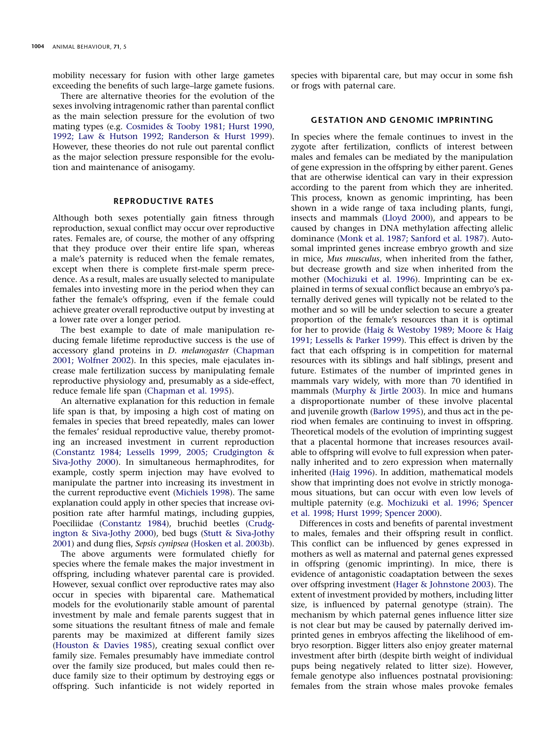mobility necessary for fusion with other large gametes exceeding the benefits of such large–large gamete fusions.

There are alternative theories for the evolution of the sexes involving intragenomic rather than parental conflict as the main selection pressure for the evolution of two mating types (e.g. Cosmides & Tooby 1981; Hurst 1990, 1992; Law & Hutson 1992; Randerson & Hurst 1999). However, these theories do not rule out parental conflict as the major selection pressure responsible for the evolution and maintenance of anisogamy.

## REPRODUCTIVE RATES

Although both sexes potentially gain fitness through reproduction, sexual conflict may occur over reproductive rates. Females are, of course, the mother of any offspring that they produce over their entire life span, whereas a male's paternity is reduced when the female remates, except when there is complete first-male sperm precedence. As a result, males are usually selected to manipulate females into investing more in the period when they can father the female's offspring, even if the female could achieve greater overall reproductive output by investing at a lower rate over a longer period.

The best example to date of male manipulation reducing female lifetime reproductive success is the use of accessory gland proteins in *D. melanogaster* (Chapman 2001; Wolfner 2002). In this species, male ejaculates increase male fertilization success by manipulating female reproductive physiology and, presumably as a side-effect, reduce female life span (Chapman et al. 1995).

An alternative explanation for this reduction in female life span is that, by imposing a high cost of mating on females in species that breed repeatedly, males can lower the females' residual reproductive value, thereby promoting an increased investment in current reproduction (Constantz 1984; Lessells 1999, 2005; Crudgington & Siva-Jothy 2000). In simultaneous hermaphrodites, for example, costly sperm injection may have evolved to manipulate the partner into increasing its investment in the current reproductive event (Michiels 1998). The same explanation could apply in other species that increase oviposition rate after harmful matings, including guppies, Poeciliidae (Constantz 1984), bruchid beetles (Crudgington & Siva-Jothy 2000), bed bugs (Stutt & Siva-Jothy 2001) and dung flies, *Sepsis cynipsea* (Hosken et al. 2003b).

The above arguments were formulated chiefly for species where the female makes the major investment in offspring, including whatever parental care is provided. However, sexual conflict over reproductive rates may also occur in species with biparental care. Mathematical models for the evolutionarily stable amount of parental investment by male and female parents suggest that in some situations the resultant fitness of male and female parents may be maximized at different family sizes (Houston & Davies 1985), creating sexual conflict over family size. Females presumably have immediate control over the family size produced, but males could then reduce family size to their optimum by destroying eggs or offspring. Such infanticide is not widely reported in species with biparental care, but may occur in some fish or frogs with paternal care.

## GESTATION AND GENOMIC IMPRINTING

In species where the female continues to invest in the zygote after fertilization, conflicts of interest between males and females can be mediated by the manipulation of gene expression in the offspring by either parent. Genes that are otherwise identical can vary in their expression according to the parent from which they are inherited. This process, known as genomic imprinting, has been shown in a wide range of taxa including plants, fungi, insects and mammals (Lloyd 2000), and appears to be caused by changes in DNA methylation affecting allelic dominance (Monk et al. 1987; Sanford et al. 1987). Autosomal imprinted genes increase embryo growth and size in mice, *Mus musculus*, when inherited from the father, but decrease growth and size when inherited from the mother (Mochizuki et al. 1996). Imprinting can be explained in terms of sexual conflict because an embryo's paternally derived genes will typically not be related to the mother and so will be under selection to secure a greater proportion of the female's resources than it is optimal for her to provide (Haig & Westoby 1989; Moore & Haig 1991; Lessells & Parker 1999). This effect is driven by the fact that each offspring is in competition for maternal resources with its siblings and half siblings, present and future. Estimates of the number of imprinted genes in mammals vary widely, with more than 70 identified in mammals (Murphy & Jirtle 2003). In mice and humans a disproportionate number of these involve placental and juvenile growth (Barlow 1995), and thus act in the period when females are continuing to invest in offspring. Theoretical models of the evolution of imprinting suggest that a placental hormone that increases resources available to offspring will evolve to full expression when paternally inherited and to zero expression when maternally inherited (Haig 1996). In addition, mathematical models show that imprinting does not evolve in strictly monogamous situations, but can occur with even low levels of multiple paternity (e.g. Mochizuki et al. 1996; Spencer et al. 1998; Hurst 1999; Spencer 2000).

Differences in costs and benefits of parental investment to males, females and their offspring result in conflict. This conflict can be influenced by genes expressed in mothers as well as maternal and paternal genes expressed in offspring (genomic imprinting). In mice, there is evidence of antagonistic coadaptation between the sexes over offspring investment (Hager & Johnstone 2003). The extent of investment provided by mothers, including litter size, is influenced by paternal genotype (strain). The mechanism by which paternal genes influence litter size is not clear but may be caused by paternally derived imprinted genes in embryos affecting the likelihood of embryo resorption. Bigger litters also enjoy greater maternal investment after birth (despite birth weight of individual pups being negatively related to litter size). However, female genotype also influences postnatal provisioning: females from the strain whose males provoke females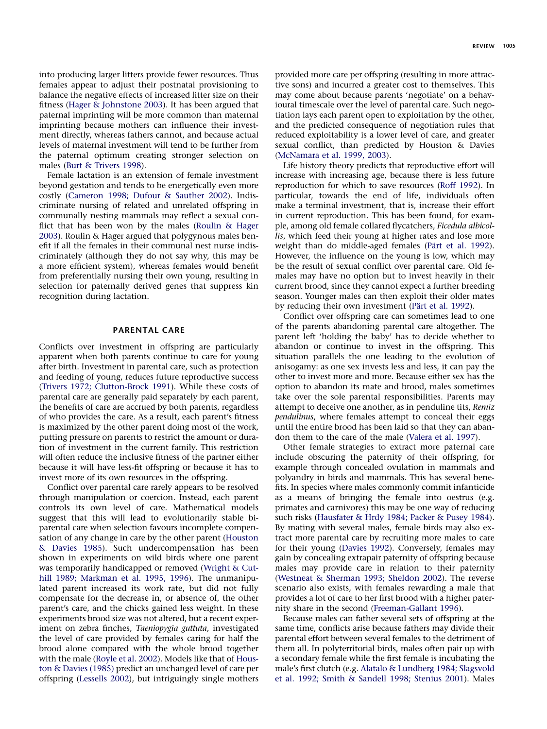into producing larger litters provide fewer resources. Thus females appear to adjust their postnatal provisioning to balance the negative effects of increased litter size on their fitness (Hager & Johnstone 2003). It has been argued that paternal imprinting will be more common than maternal imprinting because mothers can influence their investment directly, whereas fathers cannot, and because actual levels of maternal investment will tend to be further from the paternal optimum creating stronger selection on males (Burt & Trivers 1998).

Female lactation is an extension of female investment beyond gestation and tends to be energetically even more costly (Cameron 1998; Dufour & Sauther 2002). Indiscriminate nursing of related and unrelated offspring in communally nesting mammals may reflect a sexual conflict that has been won by the males (Roulin & Hager 2003). Roulin & Hager argued that polygynous males benefit if all the females in their communal nest nurse indiscriminately (although they do not say why, this may be a more efficient system), whereas females would benefit from preferentially nursing their own young, resulting in selection for paternally derived genes that suppress kin recognition during lactation.

## PARENTAL CARE

Conflicts over investment in offspring are particularly apparent when both parents continue to care for young after birth. Investment in parental care, such as protection and feeding of young, reduces future reproductive success (Trivers 1972; Clutton-Brock 1991). While these costs of parental care are generally paid separately by each parent, the benefits of care are accrued by both parents, regardless of who provides the care. As a result, each parent's fitness is maximized by the other parent doing most of the work, putting pressure on parents to restrict the amount or duration of investment in the current family. This restriction will often reduce the inclusive fitness of the partner either because it will have less-fit offspring or because it has to invest more of its own resources in the offspring.

Conflict over parental care rarely appears to be resolved through manipulation or coercion. Instead, each parent controls its own level of care. Mathematical models suggest that this will lead to evolutionarily stable biparental care when selection favours incomplete compensation of any change in care by the other parent (Houston & Davies 1985). Such undercompensation has been shown in experiments on wild birds where one parent was temporarily handicapped or removed (Wright & Cuthill 1989; Markman et al. 1995, 1996). The unmanipulated parent increased its work rate, but did not fully compensate for the decrease in, or absence of, the other parent's care, and the chicks gained less weight. In these experiments brood size was not altered, but a recent experiment on zebra finches, *Taeniopygia guttuta*, investigated the level of care provided by females caring for half the brood alone compared with the whole brood together with the male (Royle et al. 2002). Models like that of Houston & Davies (1985) predict an unchanged level of care per offspring (Lessells 2002), but intriguingly single mothers provided more care per offspring (resulting in more attractive sons) and incurred a greater cost to themselves. This may come about because parents 'negotiate' on a behavioural timescale over the level of parental care. Such negotiation lays each parent open to exploitation by the other, and the predicted consequence of negotiation rules that reduced exploitability is a lower level of care, and greater sexual conflict, than predicted by Houston & Davies (McNamara et al. 1999, 2003).

Life history theory predicts that reproductive effort will increase with increasing age, because there is less future reproduction for which to save resources (Roff 1992). In particular, towards the end of life, individuals often make a terminal investment, that is, increase their effort in current reproduction. This has been found, for example, among old female collared flycatchers, *Ficedula albicollis*, which feed their young at higher rates and lose more weight than do middle-aged females (Pärt et al. 1992). However, the influence on the young is low, which may be the result of sexual conflict over parental care. Old females may have no option but to invest heavily in their current brood, since they cannot expect a further breeding season. Younger males can then exploit their older mates by reducing their own investment (Pärt et al. 1992).

Conflict over offspring care can sometimes lead to one of the parents abandoning parental care altogether. The parent left 'holding the baby' has to decide whether to abandon or continue to invest in the offspring. This situation parallels the one leading to the evolution of anisogamy: as one sex invests less and less, it can pay the other to invest more and more. Because either sex has the option to abandon its mate and brood, males sometimes take over the sole parental responsibilities. Parents may attempt to deceive one another, as in penduline tits, *Remiz pendulinus*, where females attempt to conceal their eggs until the entire brood has been laid so that they can abandon them to the care of the male (Valera et al. 1997).

Other female strategies to extract more paternal care include obscuring the paternity of their offspring, for example through concealed ovulation in mammals and polyandry in birds and mammals. This has several benefits. In species where males commonly commit infanticide as a means of bringing the female into oestrus (e.g. primates and carnivores) this may be one way of reducing such risks (Hausfater & Hrdy 1984; Packer & Pusey 1984). By mating with several males, female birds may also extract more parental care by recruiting more males to care for their young (Davies 1992). Conversely, females may gain by concealing extrapair paternity of offspring because males may provide care in relation to their paternity (Westneat & Sherman 1993; Sheldon 2002). The reverse scenario also exists, with females rewarding a male that provides a lot of care to her first brood with a higher paternity share in the second (Freeman-Gallant 1996).

Because males can father several sets of offspring at the same time, conflicts arise because fathers may divide their parental effort between several females to the detriment of them all. In polyterritorial birds, males often pair up with a secondary female while the first female is incubating the male's first clutch (e.g. Alatalo & Lundberg 1984; Slagsvold et al. 1992; Smith & Sandell 1998; Stenius 2001). Males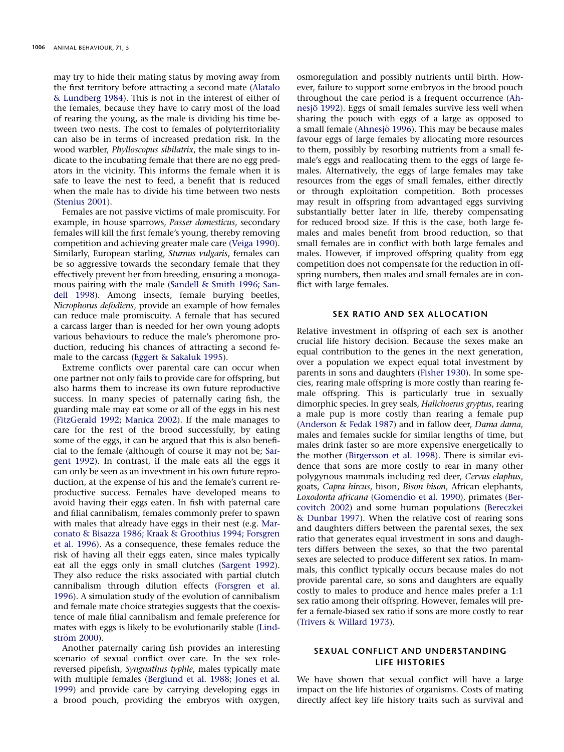may try to hide their mating status by moving away from the first territory before attracting a second mate (Alatalo & Lundberg 1984). This is not in the interest of either of the females, because they have to carry most of the load of rearing the young, as the male is dividing his time between two nests. The cost to females of polyterritoriality can also be in terms of increased predation risk. In the wood warbler, *Phylloscopus sibilatrix*, the male sings to indicate to the incubating female that there are no egg predators in the vicinity. This informs the female when it is safe to leave the nest to feed, a benefit that is reduced when the male has to divide his time between two nests (Stenius 2001).

Females are not passive victims of male promiscuity. For example, in house sparrows, *Passer domesticus*, secondary females will kill the first female's young, thereby removing competition and achieving greater male care (Veiga 1990). Similarly, European starling, *Sturnus vulgaris*, females can be so aggressive towards the secondary female that they effectively prevent her from breeding, ensuring a monogamous pairing with the male (Sandell & Smith 1996; Sandell 1998). Among insects, female burying beetles, *Nicrophorus defodiens*, provide an example of how females can reduce male promiscuity. A female that has secured a carcass larger than is needed for her own young adopts various behaviours to reduce the male's pheromone production, reducing his chances of attracting a second female to the carcass (Eggert & Sakaluk 1995).

Extreme conflicts over parental care can occur when one partner not only fails to provide care for offspring, but also harms them to increase its own future reproductive success. In many species of paternally caring fish, the guarding male may eat some or all of the eggs in his nest (FitzGerald 1992; Manica 2002). If the male manages to care for the rest of the brood successfully, by eating some of the eggs, it can be argued that this is also beneficial to the female (although of course it may not be; Sargent 1992). In contrast, if the male eats all the eggs it can only be seen as an investment in his own future reproduction, at the expense of his and the female's current reproductive success. Females have developed means to avoid having their eggs eaten. In fish with paternal care and filial cannibalism, females commonly prefer to spawn with males that already have eggs in their nest (e.g. Marconato & Bisazza 1986; Kraak & Groothius 1994; Forsgren et al. 1996). As a consequence, these females reduce the risk of having all their eggs eaten, since males typically eat all the eggs only in small clutches (Sargent 1992). They also reduce the risks associated with partial clutch cannibalism through dilution effects (Forsgren et al. 1996). A simulation study of the evolution of cannibalism and female mate choice strategies suggests that the coexistence of male filial cannibalism and female preference for mates with eggs is likely to be evolutionarily stable (Lindström 2000).

Another paternally caring fish provides an interesting scenario of sexual conflict over care. In the sex role-reversed pipefish, *Syngnathus typhle*, males typically mate with multiple females (Berglund et al. 1988; Jones et al. 1999) and provide care by carrying developing eggs in a brood pouch, providing the embryos with oxygen, osmoregulation and possibly nutrients until birth. However, failure to support some embryos in the brood pouch throughout the care period is a frequent occurrence (Ahnesjö 1992). Eggs of small females survive less well when sharing the pouch with eggs of a large as opposed to a small female (Ahnesjö 1996). This may be because males favour eggs of large females by allocating more resources to them, possibly by resorbing nutrients from a small female's eggs and reallocating them to the eggs of large females. Alternatively, the eggs of large females may take resources from the eggs of small females, either directly or through exploitation competition. Both processes may result in offspring from advantaged eggs surviving substantially better later in life, thereby compensating for reduced brood size. If this is the case, both large females and males benefit from brood reduction, so that small females are in conflict with both large females and males. However, if improved offspring quality from egg competition does not compensate for the reduction in offspring numbers, then males and small females are in conflict with large females.

## SEX RATIO AND SEX ALLOCATION

Relative investment in offspring of each sex is another crucial life history decision. Because the sexes make an equal contribution to the genes in the next generation, over a population we expect equal total investment by parents in sons and daughters (Fisher 1930). In some species, rearing male offspring is more costly than rearing female offspring. This is particularly true in sexually dimorphic species. In grey seals, *Halichoerus gryptus*, rearing a male pup is more costly than rearing a female pup (Anderson & Fedak 1987) and in fallow deer, *Dama dama*, males and females suckle for similar lengths of time, but males drink faster so are more expensive energetically to the mother (Birgersson et al. 1998). There is similar evidence that sons are more costly to rear in many other polygynous mammals including red deer, *Cervus elaphus*, goats, *Capra hircus*, bison, *Bison bison*, African elephants, *Loxodonta africana* (Gomendio et al. 1990), primates (Bercovitch 2002) and some human populations (Bereczkei & Dunbar 1997). When the relative cost of rearing sons and daughters differs between the parental sexes, the sex ratio that generates equal investment in sons and daughters differs between the sexes, so that the two parental sexes are selected to produce different sex ratios. In mammals, this conflict typically occurs because males do not provide parental care, so sons and daughters are equally costly to males to produce and hence males prefer a 1:1 sex ratio among their offspring. However, females will prefer a female-biased sex ratio if sons are more costly to rear (Trivers & Willard 1973).

## SEXUAL CONFLICT AND UNDERSTANDING LIFE HISTORIES

We have shown that sexual conflict will have a large impact on the life histories of organisms. Costs of mating directly affect key life history traits such as survival and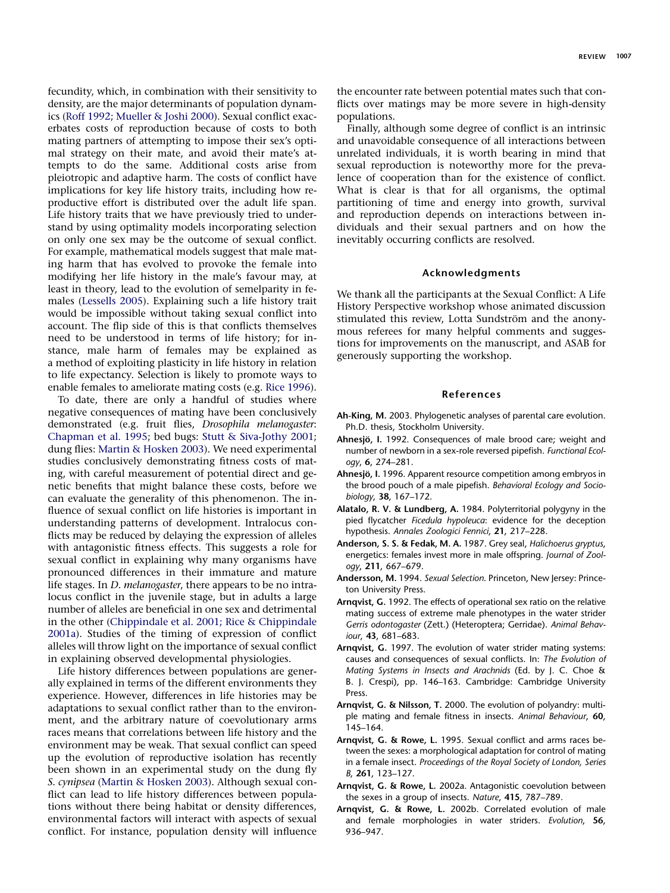fecundity, which, in combination with their sensitivity to density, are the major determinants of population dynamics (Roff 1992; Mueller & Joshi 2000). Sexual conflict exacerbates costs of reproduction because of costs to both mating partners of attempting to impose their sex's optimal strategy on their mate, and avoid their mate's attempts to do the same. Additional costs arise from pleiotropic and adaptive harm. The costs of conflict have implications for key life history traits, including how reproductive effort is distributed over the adult life span. Life history traits that we have previously tried to understand by using optimality models incorporating selection on only one sex may be the outcome of sexual conflict. For example, mathematical models suggest that male mating harm that has evolved to provoke the female into modifying her life history in the male's favour may, at least in theory, lead to the evolution of semelparity in females (Lessells 2005). Explaining such a life history trait would be impossible without taking sexual conflict into account. The flip side of this is that conflicts themselves need to be understood in terms of life history; for instance, male harm of females may be explained as a method of exploiting plasticity in life history in relation to life expectancy. Selection is likely to promote ways to enable females to ameliorate mating costs (e.g. Rice 1996).

To date, there are only a handful of studies where negative consequences of mating have been conclusively demonstrated (e.g. fruit flies, *Drosophila melanogaster*: Chapman et al. 1995; bed bugs: Stutt & Siva-Jothy 2001; dung flies: Martin & Hosken 2003). We need experimental studies conclusively demonstrating fitness costs of mating, with careful measurement of potential direct and genetic benefits that might balance these costs, before we can evaluate the generality of this phenomenon. The influence of sexual conflict on life histories is important in understanding patterns of development. Intralocus conflicts may be reduced by delaying the expression of alleles with antagonistic fitness effects. This suggests a role for sexual conflict in explaining why many organisms have pronounced differences in their immature and mature life stages. In *D. melanogaster*, there appears to be no intralocus conflict in the juvenile stage, but in adults a large number of alleles are beneficial in one sex and detrimental in the other (Chippindale et al. 2001; Rice & Chippindale 2001a). Studies of the timing of expression of conflict alleles will throw light on the importance of sexual conflict in explaining observed developmental physiologies.

Life history differences between populations are generally explained in terms of the different environments they experience. However, differences in life histories may be adaptations to sexual conflict rather than to the environment, and the arbitrary nature of coevolutionary arms races means that correlations between life history and the environment may be weak. That sexual conflict can speed up the evolution of reproductive isolation has recently been shown in an experimental study on the dung fly *S. cynipsea* (Martin & Hosken 2003). Although sexual conflict can lead to life history differences between populations without there being habitat or density differences, environmental factors will interact with aspects of sexual conflict. For instance, population density will influence the encounter rate between potential mates such that conflicts over matings may be more severe in high-density populations.

Finally, although some degree of conflict is an intrinsic and unavoidable consequence of all interactions between unrelated individuals, it is worth bearing in mind that sexual reproduction is noteworthy more for the prevalence of cooperation than for the existence of conflict. What is clear is that for all organisms, the optimal partitioning of time and energy into growth, survival and reproduction depends on interactions between individuals and their sexual partners and on how the inevitably occurring conflicts are resolved.

## Acknowledgments

We thank all the participants at the Sexual Conflict: A Life History Perspective workshop whose animated discussion stimulated this review, Lotta Sundström and the anonymous referees for many helpful comments and suggestions for improvements on the manuscript, and ASAB for generously supporting the workshop.

## References

**Ah-King, M.** 2003. Phylogenetic analyses of parental care evolution. Ph.D. thesis, Stockholm University.

**Ahnesjö, I.** 1992. Consequences of male brood care; weight and number of newborn in a sex-role reversed pipefish. *Functional Ecology*, **6**, 274–281.

**Ahnesjö, I.** 1996. Apparent resource competition among embryos in the brood pouch of a male pipefish. *Behavioral Ecology and Sociobiology*, **38**, 167–172.

**Alatalo, R. V. & Lundberg, A.** 1984. Polyterritorial polygyny in the pied flycatcher *Ficedula hypoleuca*: evidence for the deception hypothesis. *Annales Zoologici Fennici*, **21**, 217–228.

**Anderson, S. S. & Fedak, M. A.** 1987. Grey seal, *Halichoerus gryptus*, energetics: females invest more in male offspring. *Journal of Zoology*, **211**, 667–679.

**Andersson, M.** 1994. *Sexual Selection*. Princeton, New Jersey: Princeton University Press.

**Arnqvist, G.** 1992. The effects of operational sex ratio on the relative mating success of extreme male phenotypes in the water strider *Gerris odontogaster* (Zett.) (Heteroptera; Gerridae). *Animal Behaviour*, **43**, 681–683.

**Arnqvist, G.** 1997. The evolution of water strider mating systems: causes and consequences of sexual conflicts. In: *The Evolution of Mating Systems in Insects and Arachnids* (Ed. by J. C. Choe & B. J. Crespi), pp. 146–163. Cambridge: Cambridge University Press.

**Arnqvist, G. & Nilsson, T.** 2000. The evolution of polyandry: multiple mating and female fitness in insects. *Animal Behaviour*, **60**, 145–164.

**Arnqvist, G. & Rowe, L.** 1995. Sexual conflict and arms races between the sexes: a morphological adaptation for control of mating in a female insect. *Proceedings of the Royal Society of London, Series B*, **261**, 123–127.

**Arnqvist, G. & Rowe, L.** 2002a. Antagonistic coevolution between the sexes in a group of insects. *Nature*, **415**, 787–789.

**Arnqvist, G. & Rowe, L.** 2002b. Correlated evolution of male and female morphologies in water striders. *Evolution*, **56**, 936–947.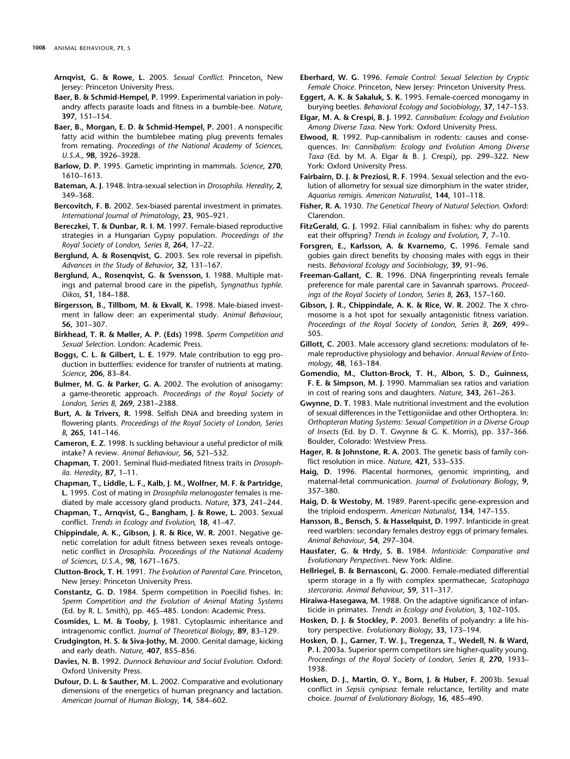**Arnqvist, G. & Rowe, L.** 2005. *Sexual Conflict*. Princeton, New Jersey: Princeton University Press.

**Baer, B. & Schmid-Hempel, P.** 1999. Experimental variation in polyandry affects parasite loads and fitness in a bumble-bee. *Nature*, **397**, 151–154.

**Baer, B., Morgan, E. D. & Schmid-Hempel, P.** 2001. A nonspecific fatty acid within the bumblebee mating plug prevents females from remating. *Proceedings of the National Academy of Sciences, U.S.A.*, **98**, 3926–3928.

**Barlow, D. P.** 1995. Gametic imprinting in mammals. *Science*, **270**, 1610–1613.

**Bateman, A. J.** 1948. Intra-sexual selection in *Drosophila*. *Heredity*, **2**, 349–368.

**Bercovitch, F. B.** 2002. Sex-biased parental investment in primates. *International Journal of Primatology*, **23**, 905–921.

**Bereczkei, T. & Dunbar, R. I. M.** 1997. Female-biased reproductive strategies in a Hungarian Gypsy population. *Proceedings of the Royal Society of London, Series B*, **264**, 17–22.

**Berglund, A. & Rosenqvist, G.** 2003. Sex role reversal in pipefish. *Advances in the Study of Behavior*, **32**, 131–167.

**Berglund, A., Rosenqvist, G. & Svensson, I.** 1988. Multiple matings and paternal brood care in the pipefish, *Syngnathus typhle*. *Oikos*, **51**, 184–188.

**Birgersson, B., Tillbom, M. & Ekvall, K.** 1998. Male-biased investment in fallow deer: an experimental study. *Animal Behaviour*, **56**, 301–307.

**Birkhead, T. R. & Møller, A. P. (Eds)** 1998. *Sperm Competition and Sexual Selection*. London: Academic Press.

**Boggs, C. L. & Gilbert, L. E.** 1979. Male contribution to egg production in butterflies: evidence for transfer of nutrients at mating. *Science*, **206**, 83–84.

**Bulmer, M. G. & Parker, G. A.** 2002. The evolution of anisogamy: a game-theoretic approach. *Proceedings of the Royal Society of London, Series B*, **269**, 2381–2388.

**Burt, A. & Trivers, R.** 1998. Selfish DNA and breeding system in flowering plants. *Proceedings of the Royal Society of London, Series B*, **265**, 141–146.

**Cameron, E. Z.** 1998. Is suckling behaviour a useful predictor of milk intake? A review. *Animal Behaviour*, **56**, 521–532.

**Chapman, T.** 2001. Seminal fluid-mediated fitness traits in *Drosophila*. *Heredity*, **87**, 1–11.

**Chapman, T., Liddle, L. F., Kalb, J. M., Wolfner, M. F. & Partridge, L.** 1995. Cost of mating in *Drosophila melanogaster* females is mediated by male accessory gland products. *Nature*, **373**, 241–244.

**Chapman, T., Arnqvist, G., Bangham, J. & Rowe, L.** 2003. Sexual conflict. *Trends in Ecology and Evolution*, **18**, 41–47.

**Chippindale, A. K., Gibson, J. R. & Rice, W. R.** 2001. Negative genetic correlation for adult fitness between sexes reveals ontogenetic conflict in *Drosophila*. *Proceedings of the National Academy of Sciences, U.S.A.*, **98**, 1671–1675.

**Clutton-Brock, T. H.** 1991. *The Evolution of Parental Care*. Princeton, New Jersey: Princeton University Press.

**Constantz, G. D.** 1984. Sperm competition in Poecilid fishes. In: *Sperm Competition and the Evolution of Animal Mating Systems* (Ed. by R. L. Smith), pp. 465–485. London: Academic Press.

**Cosmides, L. M. & Tooby, J.** 1981. Cytoplasmic inheritance and intragenomic conflict. *Journal of Theoretical Biology*, **89**, 83–129.

**Crudgington, H. S. & Siva-Jothy, M.** 2000. Genital damage, kicking and early death. *Nature*, **407**, 855–856.

**Davies, N. B.** 1992. *Dunnock Behaviour and Social Evolution*. Oxford: Oxford University Press.

**Dufour, D. L. & Sauther, M. L.** 2002. Comparative and evolutionary dimensions of the energetics of human pregnancy and lactation. *American Journal of Human Biology*, **14**, 584–602.

**Eberhard, W. G.** 1996. *Female Control: Sexual Selection by Cryptic Female Choice*. Princeton, New Jersey: Princeton University Press.

**Eggert, A. K. & Sakaluk, S. K.** 1995. Female-coerced monogamy in burying beetles. *Behavioral Ecology and Sociobiology*, **37**, 147–153.

**Elgar, M. A. & Crespi, B. J.** 1992. *Cannibalism: Ecology and Evolution Among Diverse Taxa*. New York: Oxford University Press.

**Elwood, R.** 1992. Pup-cannibalism in rodents: causes and consequences. In: *Cannibalism: Ecology and Evolution Among Diverse Taxa* (Ed. by M. A. Elgar & B. J. Crespi), pp. 299–322. New York: Oxford University Press.

**Fairbairn, D. J. & Preziosi, R. F.** 1994. Sexual selection and the evolution of allometry for sexual size dimorphism in the water strider, *Aquarius remigis*. *American Naturalist*, **144**, 101–118.

**Fisher, R. A.** 1930. *The Genetical Theory of Natural Selection*. Oxford: Clarendon.

**FitzGerald, G. J.** 1992. Filial cannibalism in fishes: why do parents eat their offspring? *Trends in Ecology and Evolution*, **7**, 7–10.

**Forsgren, E., Karlsson, A. & Kvarnemo, C.** 1996. Female sand gobies gain direct benefits by choosing males with eggs in their nests. *Behavioral Ecology and Sociobiology*, **39**, 91–96.

**Freeman-Gallant, C. R.** 1996. DNA fingerprinting reveals female preference for male parental care in Savannah sparrows. *Proceedings of the Royal Society of London, Series B*, **263**, 157–160.

**Gibson, J. R., Chippindale, A. K. & Rice, W. R.** 2002. The X chromosome is a hot spot for sexually antagonistic fitness variation. *Proceedings of the Royal Society of London, Series B*, **269**, 499–505.

**Gillott, C.** 2003. Male accessory gland secretions: modulators of female reproductive physiology and behavior. *Annual Review of Entomology*, **48**, 163–184.

**Gomendio, M., Clutton-Brock, T. H., Albon, S. D., Guinness, F. E. & Simpson, M. J.** 1990. Mammalian sex ratios and variation in cost of rearing sons and daughters. *Nature*, **343**, 261–263.

**Gwynne, D. T.** 1983. Male nutritional investment and the evolution of sexual differences in the Tettigoniidae and other Orthoptera. In: *Orthopteran Mating Systems: Sexual Competition in a Diverse Group of Insects* (Ed. by D. T. Gwynne & G. K. Morris), pp. 337–366. Boulder, Colorado: Westview Press.

**Hager, R. & Johnstone, R. A.** 2003. The genetic basis of family conflict resolution in mice. *Nature*, **421**, 533–535.

**Haig, D.** 1996. Placental hormones, genomic imprinting, and maternal-fetal communication. *Journal of Evolutionary Biology*, **9**, 357–380.

**Haig, D. & Westoby, M.** 1989. Parent-specific gene-expression and the triploid endosperm. *American Naturalist*, **134**, 147–155.

**Hansson, B., Bensch, S. & Hasselquist, D.** 1997. Infanticide in great reed warblers: secondary females destroy eggs of primary females. *Animal Behaviour*, **54**, 297–304.

**Hausfater, G. & Hrdy, S. B.** 1984. *Infanticide: Comparative and Evolutionary Perspectives*. New York: Aldine.

**Hellriegel, B. & Bernasconi, G.** 2000. Female-mediated differential sperm storage in a fly with complex spermathecae, *Scatophaga stercoraria*. *Animal Behaviour*, **59**, 311–317.

**Hiraiwa-Hasegawa, M.** 1988. On the adaptive significance of infanticide in primates. *Trends in Ecology and Evolution*, **3**, 102–105.

**Hosken, D. J. & Stockley, P.** 2003. Benefits of polyandry: a life history perspective. *Evolutionary Biology*, **33**, 173–194.

**Hosken, D. J., Garner, T. W. J., Tregenza, T., Wedell, N. & Ward, P. I.** 2003a. Superior sperm competitors sire higher-quality young. *Proceedings of the Royal Society of London, Series B*, **270**, 1933–1938.

**Hosken, D. J., Martin, O. Y., Born, J. & Huber, F.** 2003b. Sexual conflict in *Sepsis cynipsea*: female reluctance, fertility and mate choice. *Journal of Evolutionary Biology*, **16**, 485–490.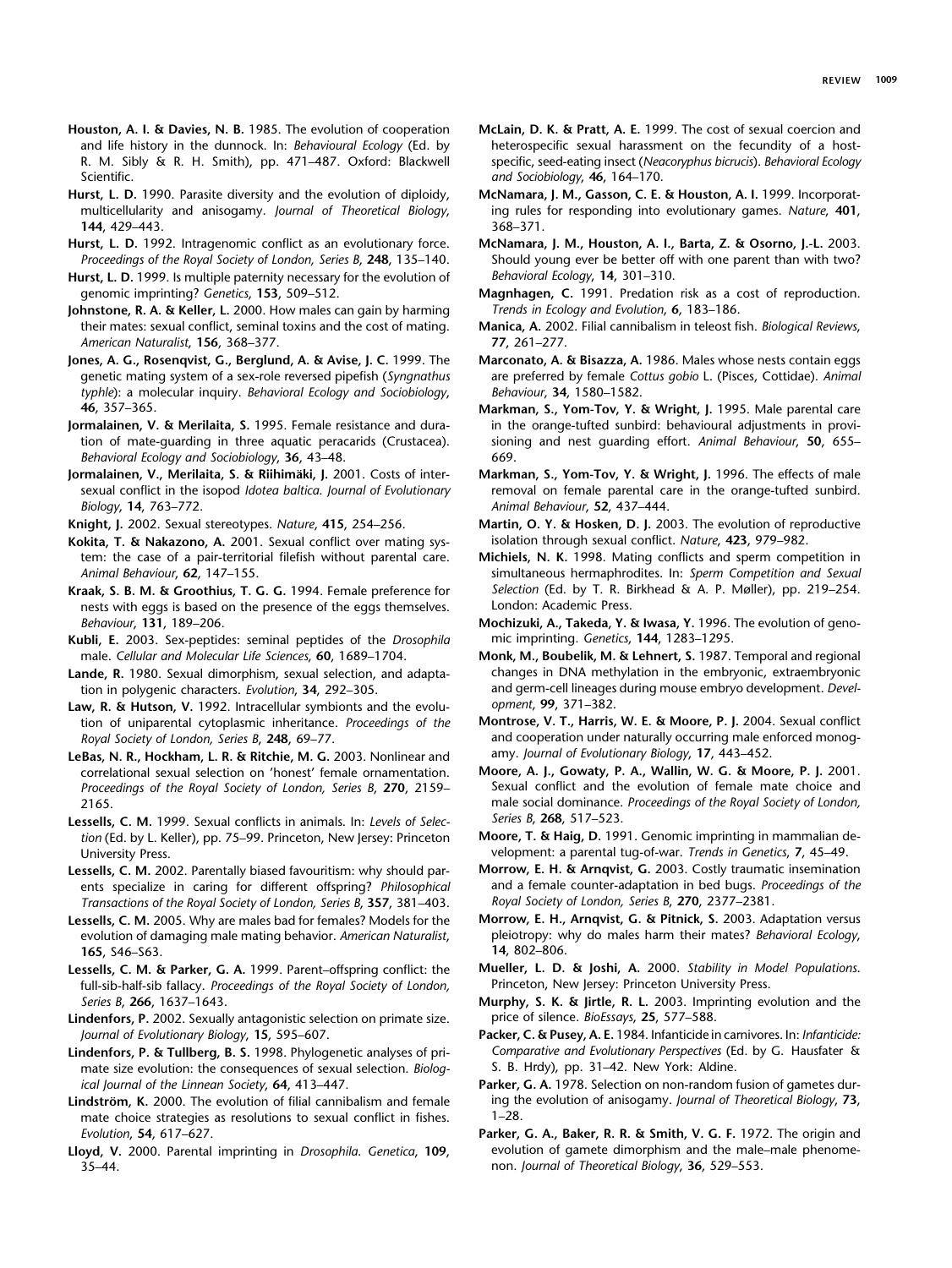**Houston, A. I. & Davies, N. B.** 1985. The evolution of cooperation and life history in the dunnock. In: *Behavioural Ecology* (Ed. by R. M. Sibly & R. H. Smith), pp. 471–487. Oxford: Blackwell Scientific.

**Hurst, L. D.** 1990. Parasite diversity and the evolution of diploidy, multicellularity and anisogamy. *Journal of Theoretical Biology*, **144**, 429–443.

**Hurst, L. D.** 1992. Intragenomic conflict as an evolutionary force. *Proceedings of the Royal Society of London, Series B*, **248**, 135–140.

**Hurst, L. D.** 1999. Is multiple paternity necessary for the evolution of genomic imprinting? *Genetics*, **153**, 509–512.

**Johnstone, R. A. & Keller, L.** 2000. How males can gain by harming their mates: sexual conflict, seminal toxins and the cost of mating. *American Naturalist*, **156**, 368–377.

**Jones, A. G., Rosenqvist, G., Berglund, A. & Avise, J. C.** 1999. The genetic mating system of a sex-role reversed pipefish (*Syngnathus typhle*): a molecular inquiry. *Behavioral Ecology and Sociobiology*, **46**, 357–365.

**Jormalainen, V. & Merilaita, S.** 1995. Female resistance and duration of mate-guarding in three aquatic peracarids (Crustacea). *Behavioral Ecology and Sociobiology*, **36**, 43–48.

**Jormalainen, V., Merilaita, S. & Riihimäki, J.** 2001. Costs of intersexual conflict in the isopod *Idotea baltica*. *Journal of Evolutionary Biology*, **14**, 763–772.

**Knight, J.** 2002. Sexual stereotypes. *Nature*, **415**, 254–256.

**Kokita, T. & Nakazono, A.** 2001. Sexual conflict over mating system: the case of a pair-territorial filefish without parental care. *Animal Behaviour*, **62**, 147–155.

**Kraak, S. B. M. & Groothius, T. G. G.** 1994. Female preference for nests with eggs is based on the presence of the eggs themselves. *Behaviour*, **131**, 189–206.

**Kubli, E.** 2003. Sex-peptides: seminal peptides of the *Drosophila* male. *Cellular and Molecular Life Sciences*, **60**, 1689–1704.

**Lande, R.** 1980. Sexual dimorphism, sexual selection, and adaptation in polygenic characters. *Evolution*, **34**, 292–305.

**Law, R. & Hutson, V.** 1992. Intracellular symbionts and the evolution of uniparental cytoplasmic inheritance. *Proceedings of the Royal Society of London, Series B*, **248**, 69–77.

**LeBas, N. R., Hockham, L. R. & Ritchie, M. G.** 2003. Nonlinear and correlational sexual selection on 'honest' female ornamentation. *Proceedings of the Royal Society of London, Series B*, **270**, 2159–2165.

**Lessells, C. M.** 1999. Sexual conflicts in animals. In: *Levels of Selection* (Ed. by L. Keller), pp. 75–99. Princeton, New Jersey: Princeton University Press.

**Lessells, C. M.** 2002. Parentally biased favouritism: why should parents specialize in caring for different offspring? *Philosophical Transactions of the Royal Society of London, Series B*, **357**, 381–403.

**Lessells, C. M.** 2005. Why are males bad for females? Models for the evolution of damaging male mating behavior. *American Naturalist*, **165**, S46–S63.

**Lessells, C. M. & Parker, G. A.** 1999. Parent–offspring conflict: the full-sib-half-sib fallacy. *Proceedings of the Royal Society of London, Series B*, **266**, 1637–1643.

**Lindenfors, P.** 2002. Sexually antagonistic selection on primate size. *Journal of Evolutionary Biology*, **15**, 595–607.

**Lindenfors, P. & Tullberg, B. S.** 1998. Phylogenetic analyses of primate size evolution: the consequences of sexual selection. *Biological Journal of the Linnean Society*, **64**, 413–447.

**Lindström, K.** 2000. The evolution of filial cannibalism and female mate choice strategies as resolutions to sexual conflict in fishes. *Evolution*, **54**, 617–627.

**Lloyd, V.** 2000. Parental imprinting in *Drosophila*. *Genetica*, **109**, 35–44.

**McLain, D. K. & Pratt, A. E.** 1999. The cost of sexual coercion and heterospecific sexual harassment on the fecundity of a host-specific, seed-eating insect (*Neacoryphus bicrucis*). *Behavioral Ecology and Sociobiology*, **46**, 164–170.

**McNamara, J. M., Gasson, C. E. & Houston, A. I.** 1999. Incorporating rules for responding into evolutionary games. *Nature*, **401**, 368–371.

**McNamara, J. M., Houston, A. I., Barta, Z. & Osorno, J.-L.** 2003. Should young ever be better off with one parent than with two? *Behavioral Ecology*, **14**, 301–310.

**Magnhagen, C.** 1991. Predation risk as a cost of reproduction. *Trends in Ecology and Evolution*, **6**, 183–186.

**Manica, A.** 2002. Filial cannibalism in teleost fish. *Biological Reviews*, **77**, 261–277.

**Marconato, A. & Bisazza, A.** 1986. Males whose nests contain eggs are preferred by female *Cottus gobio* L. (Pisces, Cottidae). *Animal Behaviour*, **34**, 1580–1582.

**Markman, S., Yom-Tov, Y. & Wright, J.** 1995. Male parental care in the orange-tufted sunbird: behavioural adjustments in provisioning and nest guarding effort. *Animal Behaviour*, **50**, 655–669.

**Markman, S., Yom-Tov, Y. & Wright, J.** 1996. The effects of male removal on female parental care in the orange-tufted sunbird. *Animal Behaviour*, **52**, 437–444.

**Martin, O. Y. & Hosken, D. J.** 2003. The evolution of reproductive isolation through sexual conflict. *Nature*, **423**, 979–982.

**Michiels, N. K.** 1998. Mating conflicts and sperm competition in simultaneous hermaphrodites. In: *Sperm Competition and Sexual Selection* (Ed. by T. R. Birkhead & A. P. Møller), pp. 219–254. London: Academic Press.

**Mochizuki, A., Takeda, Y. & Iwasa, Y.** 1996. The evolution of genomic imprinting. *Genetics*, **144**, 1283–1295.

**Monk, M., Boubelik, M. & Lehnert, S.** 1987. Temporal and regional changes in DNA methylation in the embryonic, extraembryonic and germ-cell lineages during mouse embryo development. *Development*, **99**, 371–382.

**Montrose, V. T., Harris, W. E. & Moore, P. J.** 2004. Sexual conflict and cooperation under naturally occurring male enforced monogamy. *Journal of Evolutionary Biology*, **17**, 443–452.

**Moore, A. J., Gowaty, P. A., Wallin, W. G. & Moore, P. J.** 2001. Sexual conflict and the evolution of female mate choice and male social dominance. *Proceedings of the Royal Society of London, Series B*, **268**, 517–523.

**Moore, T. & Haig, D.** 1991. Genomic imprinting in mammalian development: a parental tug-of-war. *Trends in Genetics*, **7**, 45–49.

**Morrow, E. H. & Arnqvist, G.** 2003. Costly traumatic insemination and a female counter-adaptation in bed bugs. *Proceedings of the Royal Society of London, Series B*, **270**, 2377–2381.

**Morrow, E. H., Arnqvist, G. & Pitnick, S.** 2003. Adaptation versus pleiotropy: why do males harm their mates? *Behavioral Ecology*, **14**, 802–806.

**Mueller, L. D. & Joshi, A.** 2000. *Stability in Model Populations*. Princeton, New Jersey: Princeton University Press.

**Murphy, S. K. & Jirtle, R. L.** 2003. Imprinting evolution and the price of silence. *BioEssays*, **25**, 577–588.

**Packer, C. & Pusey, A. E.** 1984. Infanticide in carnivores. In: *Infanticide: Comparative and Evolutionary Perspectives* (Ed. by G. Hausfater & S. B. Hrdy), pp. 31–42. New York: Aldine.

**Parker, G. A.** 1978. Selection on non-random fusion of gametes during the evolution of anisogamy. *Journal of Theoretical Biology*, **73**, 1–28.

**Parker, G. A., Baker, R. R. & Smith, V. G. F.** 1972. The origin and evolution of gamete dimorphism and the male–male phenomenon. *Journal of Theoretical Biology*, **36**, 529–553.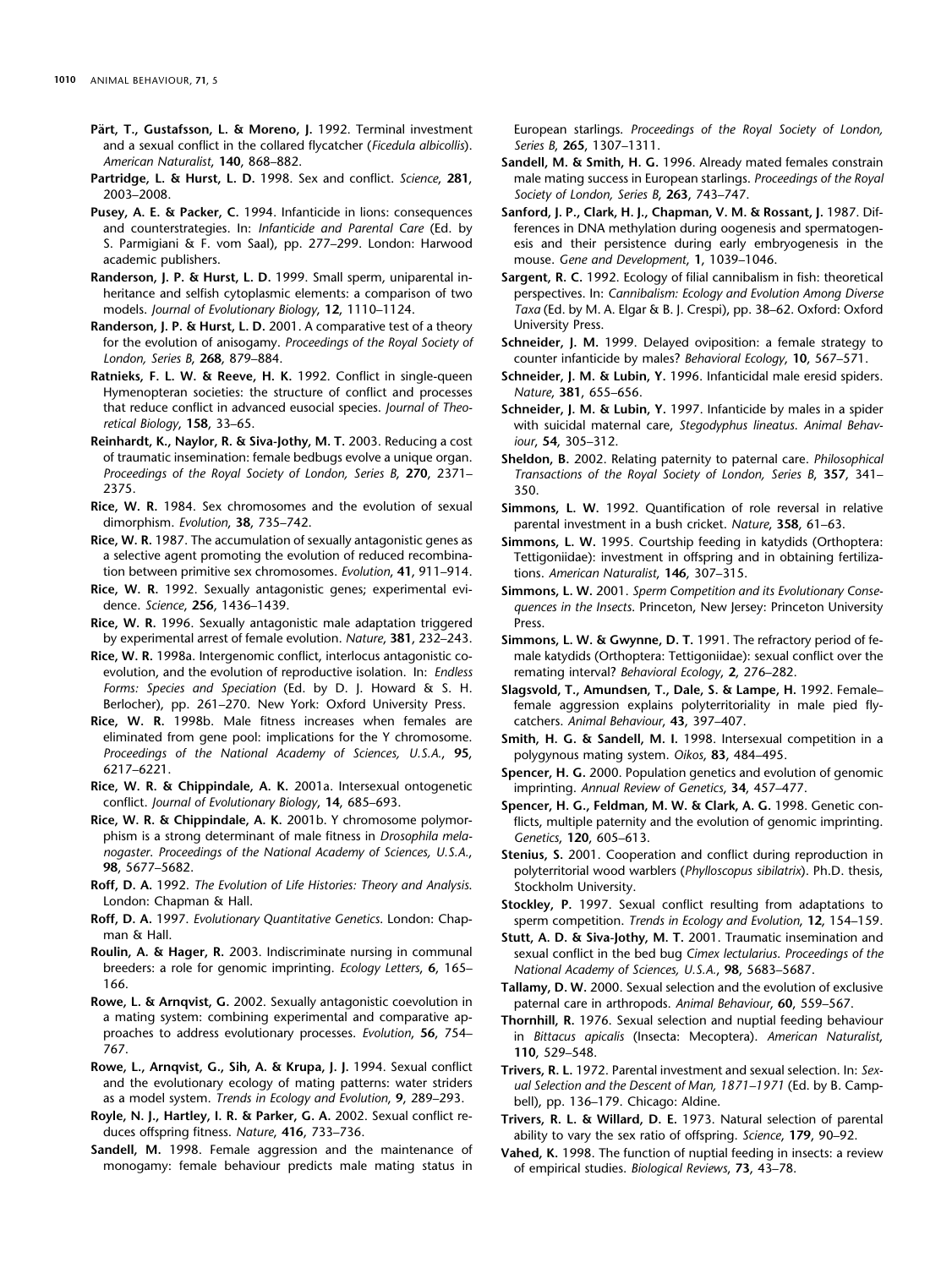**Pärt, T., Gustafsson, L. & Moreno, J.** 1992. Terminal investment and a sexual conflict in the collared flycatcher (*Ficedula albicollis*). *American Naturalist*, **140**, 868–882.

**Partridge, L. & Hurst, L. D.** 1998. Sex and conflict. *Science*, **281**, 2003–2008.

**Pusey, A. E. & Packer, C.** 1994. Infanticide in lions: consequences and counterstrategies. In: *Infanticide and Parental Care* (Ed. by S. Parmigiani & F. vom Saal), pp. 277–299. London: Harwood academic publishers.

**Randerson, J. P. & Hurst, L. D.** 1999. Small sperm, uniparental inheritance and selfish cytoplasmic elements: a comparison of two models. *Journal of Evolutionary Biology*, **12**, 1110–1124.

**Randerson, J. P. & Hurst, L. D.** 2001. A comparative test of a theory for the evolution of anisogamy. *Proceedings of the Royal Society of London, Series B*, **268**, 879–884.

**Ratnieks, F. L. W. & Reeve, H. K.** 1992. Conflict in single-queen Hymenopteran societies: the structure of conflict and processes that reduce conflict in advanced eusocial species. *Journal of Theoretical Biology*, **158**, 33–65.

**Reinhardt, K., Naylor, R. & Siva-Jothy, M. T.** 2003. Reducing a cost of traumatic insemination: female bedbugs evolve a unique organ. *Proceedings of the Royal Society of London, Series B*, **270**, 2371–2375.

**Rice, W. R.** 1984. Sex chromosomes and the evolution of sexual dimorphism. *Evolution*, **38**, 735–742.

**Rice, W. R.** 1987. The accumulation of sexually antagonistic genes as a selective agent promoting the evolution of reduced recombination between primitive sex chromosomes. *Evolution*, **41**, 911–914.

**Rice, W. R.** 1992. Sexually antagonistic genes; experimental evidence. *Science*, **256**, 1436–1439.

**Rice, W. R.** 1996. Sexually antagonistic male adaptation triggered by experimental arrest of female evolution. *Nature*, **381**, 232–243.

**Rice, W. R.** 1998a. Intergenomic conflict, interlocus antagonistic coevolution, and the evolution of reproductive isolation. In: *Endless Forms: Species and Speciation* (Ed. by D. J. Howard & S. H. Berlocher), pp. 261–270. New York: Oxford University Press.

**Rice, W. R.** 1998b. Male fitness increases when females are eliminated from gene pool: implications for the Y chromosome. *Proceedings of the National Academy of Sciences, U.S.A.*, **95**, 6217–6221.

**Rice, W. R. & Chippindale, A. K.** 2001a. Intersexual ontogenetic conflict. *Journal of Evolutionary Biology*, **14**, 685–693.

**Rice, W. R. & Chippindale, A. K.** 2001b. Y chromosome polymorphism is a strong determinant of male fitness in *Drosophila melanogaster*. *Proceedings of the National Academy of Sciences, U.S.A.*, **98**, 5677–5682.

**Roff, D. A.** 1992. *The Evolution of Life Histories: Theory and Analysis.* London: Chapman & Hall.

**Roff, D. A.** 1997. *Evolutionary Quantitative Genetics*. London: Chapman & Hall.

**Roulin, A. & Hager, R.** 2003. Indiscriminate nursing in communal breeders: a role for genomic imprinting. *Ecology Letters*, **6**, 165–166.

**Rowe, L. & Arnqvist, G.** 2002. Sexually antagonistic coevolution in a mating system: combining experimental and comparative approaches to address evolutionary processes. *Evolution*, **56**, 754–767.

**Rowe, L., Arnqvist, G., Sih, A. & Krupa, J. J.** 1994. Sexual conflict and the evolutionary ecology of mating patterns: water striders as a model system. *Trends in Ecology and Evolution*, **9**, 289–293.

**Royle, N. J., Hartley, I. R. & Parker, G. A.** 2002. Sexual conflict reduces offspring fitness. *Nature*, **416**, 733–736.

**Sandell, M.** 1998. Female aggression and the maintenance of monogamy: female behaviour predicts male mating status in European starlings. *Proceedings of the Royal Society of London, Series B*, **265**, 1307–1311.

**Sandell, M. & Smith, H. G.** 1996. Already mated females constrain male mating success in European starlings. *Proceedings of the Royal Society of London, Series B*, **263**, 743–747.

**Sanford, J. P., Clark, H. J., Chapman, V. M. & Rossant, J.** 1987. Differences in DNA methylation during oogenesis and spermatogenesis and their persistence during early embryogenesis in the mouse. *Gene and Development*, **1**, 1039–1046.

**Sargent, R. C.** 1992. Ecology of filial cannibalism in fish: theoretical perspectives. In: *Cannibalism: Ecology and Evolution Among Diverse Taxa* (Ed. by M. A. Elgar & B. J. Crespi), pp. 38–62. Oxford: Oxford University Press.

**Schneider, J. M.** 1999. Delayed oviposition: a female strategy to counter infanticide by males? *Behavioral Ecology*, **10**, 567–571.

**Schneider, J. M. & Lubin, Y.** 1996. Infanticidal male eresid spiders. *Nature*, **381**, 655–656.

**Schneider, J. M. & Lubin, Y.** 1997. Infanticide by males in a spider with suicidal maternal care, *Stegodyphus lineatus*. *Animal Behaviour*, **54**, 305–312.

**Sheldon, B.** 2002. Relating paternity to paternal care. *Philosophical Transactions of the Royal Society of London, Series B*, **357**, 341–350.

**Simmons, L. W.** 1992. Quantification of role reversal in relative parental investment in a bush cricket. *Nature*, **358**, 61–63.

**Simmons, L. W.** 1995. Courtship feeding in katydids (Orthoptera: Tettigoniidae): investment in offspring and in obtaining fertilizations. *American Naturalist*, **146**, 307–315.

**Simmons, L. W.** 2001. *Sperm Competition and its Evolutionary Consequences in the Insects*. Princeton, New Jersey: Princeton University Press.

**Simmons, L. W. & Gwynne, D. T.** 1991. The refractory period of female katydids (Orthoptera: Tettigoniidae): sexual conflict over the remating interval? *Behavioral Ecology*, **2**, 276–282.

**Slagsvold, T., Amundsen, T., Dale, S. & Lampe, H.** 1992. Female–female aggression explains polyterritoriality in male pied flycatchers. *Animal Behaviour*, **43**, 397–407.

**Smith, H. G. & Sandell, M. I.** 1998. Intersexual competition in a polygynous mating system. *Oikos*, **83**, 484–495.

**Spencer, H. G.** 2000. Population genetics and evolution of genomic imprinting. *Annual Review of Genetics*, **34**, 457–477.

**Spencer, H. G., Feldman, M. W. & Clark, A. G.** 1998. Genetic conflicts, multiple paternity and the evolution of genomic imprinting. *Genetics*, **120**, 605–613.

**Stenius, S.** 2001. Cooperation and conflict during reproduction in polyterritorial wood warblers (*Phylloscopus sibilatrix*). Ph.D. thesis, Stockholm University.

**Stockley, P.** 1997. Sexual conflict resulting from adaptations to sperm competition. *Trends in Ecology and Evolution*, **12**, 154–159.

**Stutt, A. D. & Siva-Jothy, M. T.** 2001. Traumatic insemination and sexual conflict in the bed bug *Cimex lectularius*. *Proceedings of the National Academy of Sciences, U.S.A.*, **98**, 5683–5687.

**Tallamy, D. W.** 2000. Sexual selection and the evolution of exclusive paternal care in arthropods. *Animal Behaviour*, **60**, 559–567.

**Thornhill, R.** 1976. Sexual selection and nuptial feeding behaviour in *Bittacus apicalis* (Insecta: Mecoptera). *American Naturalist*, **110**, 529–548.

**Trivers, R. L.** 1972. Parental investment and sexual selection. In: *Sexual Selection and the Descent of Man, 1871–1971* (Ed. by B. Campbell), pp. 136–179. Chicago: Aldine.

**Trivers, R. L. & Willard, D. E.** 1973. Natural selection of parental ability to vary the sex ratio of offspring. *Science*, **179**, 90–92.

**Vahed, K.** 1998. The function of nuptial feeding in insects: a review of empirical studies. *Biological Reviews*, **73**, 43–78.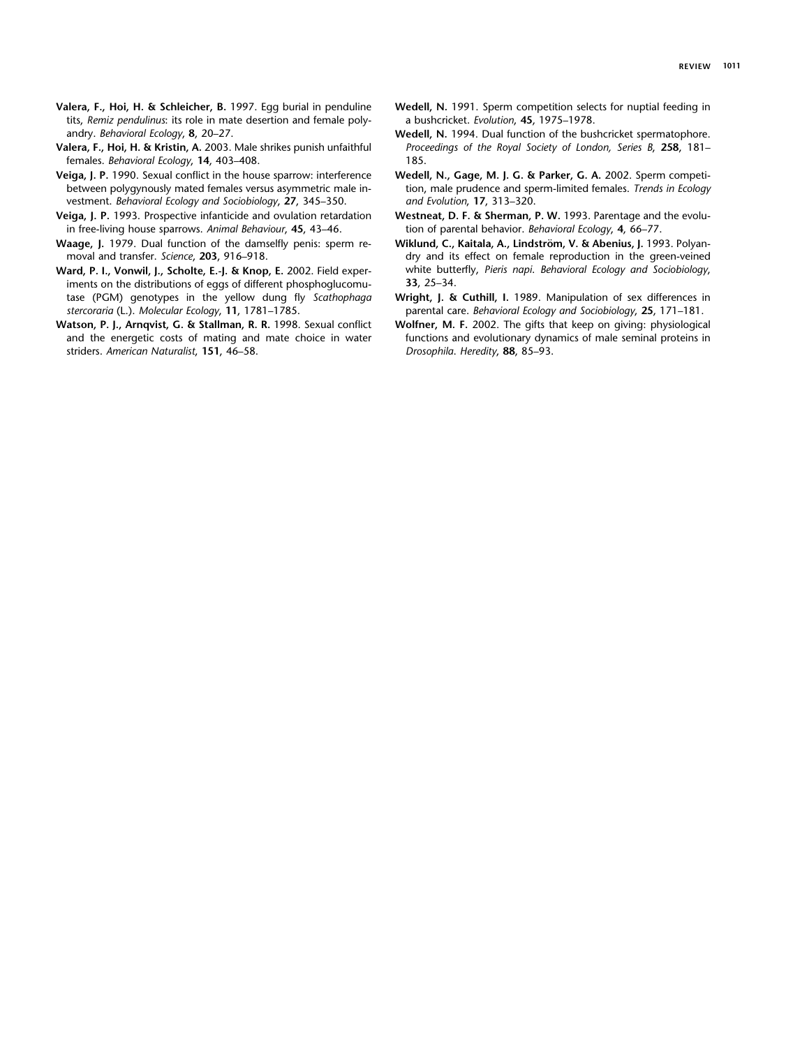**Valera, F., Hoi, H. & Schleicher, B.** 1997. Egg burial in penduline tits, *Remiz pendulinus*: its role in mate desertion and female polyandry. *Behavioral Ecology*, **8**, 20–27.

**Valera, F., Hoi, H. & Kristin, A.** 2003. Male shrikes punish unfaithful females. *Behavioral Ecology*, **14**, 403–408.

**Veiga, J. P.** 1990. Sexual conflict in the house sparrow: interference between polygynously mated females versus asymmetric male investment. *Behavioral Ecology and Sociobiology*, **27**, 345–350.

**Veiga, J. P.** 1993. Prospective infanticide and ovulation retardation in free-living house sparrows. *Animal Behaviour*, **45**, 43–46.

**Waage, J.** 1979. Dual function of the damselfly penis: sperm removal and transfer. *Science*, **203**, 916–918.

**Ward, P. I., Vonwil, J., Scholte, E.-J. & Knop, E.** 2002. Field experiments on the distributions of eggs of different phosphoglucomutase (PGM) genotypes in the yellow dung fly *Scathophaga stercoraria* (L.). *Molecular Ecology*, **11**, 1781–1785.

**Watson, P. J., Arnqvist, G. & Stallman, R. R.** 1998. Sexual conflict and the energetic costs of mating and mate choice in water striders. *American Naturalist*, **151**, 46–58.

**Wedell, N.** 1991. Sperm competition selects for nuptial feeding in a bushcricket. *Evolution*, **45**, 1975–1978.

**Wedell, N.** 1994. Dual function of the bushcricket spermatophore. *Proceedings of the Royal Society of London, Series B*, **258**, 181–185.

**Wedell, N., Gage, M. J. G. & Parker, G. A.** 2002. Sperm competition, male prudence and sperm-limited females. *Trends in Ecology and Evolution*, **17**, 313–320.

**Westneat, D. F. & Sherman, P. W.** 1993. Parentage and the evolution of parental behavior. *Behavioral Ecology*, **4**, 66–77.

**Wiklund, C., Kaitala, A., Lindström, V. & Abenius, J.** 1993. Polyandry and its effect on female reproduction in the green-veined white butterfly, *Pieris napi*. *Behavioral Ecology and Sociobiology*, **33**, 25–34.

**Wright, J. & Cuthill, I.** 1989. Manipulation of sex differences in parental care. *Behavioral Ecology and Sociobiology*, **25**, 171–181.

**Wolfner, M. F.** 2002. The gifts that keep on giving: physiological functions and evolutionary dynamics of male seminal proteins in *Drosophila*. *Heredity*, **88**, 85–93.